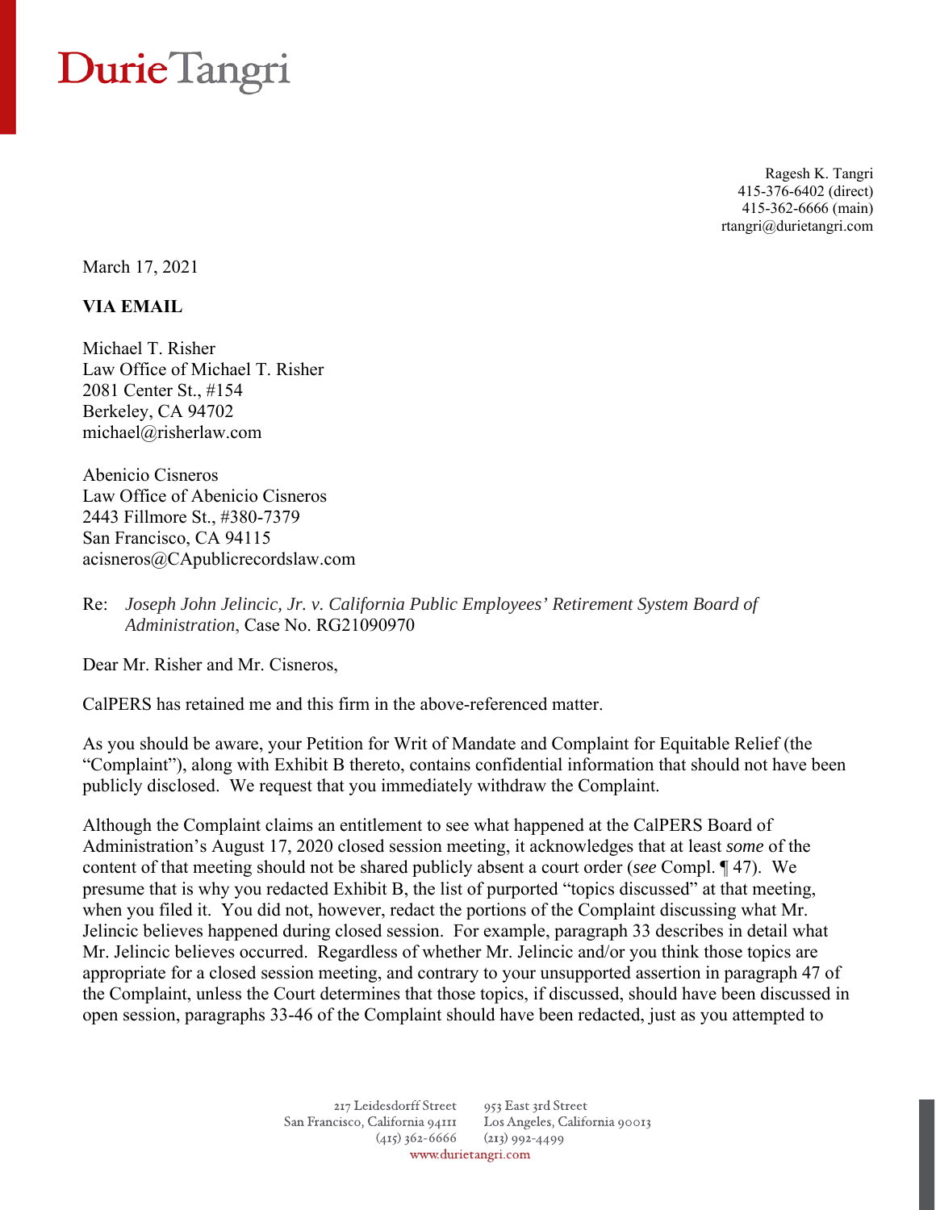# DurieTangri

Ragesh K. Tangri
415-376-6402 (direct)
415-362-6666 (main)
rtangri@durietangri.com

March 17, 2021

**VIA EMAIL**

Michael T. Risher
Law Office of Michael T. Risher
2081 Center St., #154
Berkeley, CA 94702
michael@risherlaw.com

Abenicio Cisneros
Law Office of Abenicio Cisneros
2443 Fillmore St., #380-7379
San Francisco, CA 94115
acisneros@CApublicrecordslaw.com

Re: *Joseph John Jelincic, Jr. v. California Public Employees' Retirement System Board of Administration*, Case No. RG21090970

Dear Mr. Risher and Mr. Cisneros,

CalPERS has retained me and this firm in the above-referenced matter.

As you should be aware, your Petition for Writ of Mandate and Complaint for Equitable Relief (the "Complaint"), along with Exhibit B thereto, contains confidential information that should not have been publicly disclosed. We request that you immediately withdraw the Complaint.

Although the Complaint claims an entitlement to see what happened at the CalPERS Board of Administration's August 17, 2020 closed session meeting, it acknowledges that at least *some* of the content of that meeting should not be shared publicly absent a court order (*see* Compl. ¶ 47). We presume that is why you redacted Exhibit B, the list of purported "topics discussed" at that meeting, when you filed it. You did not, however, redact the portions of the Complaint discussing what Mr. Jelincic believes happened during closed session. For example, paragraph 33 describes in detail what Mr. Jelincic believes occurred. Regardless of whether Mr. Jelincic and/or you think those topics are appropriate for a closed session meeting, and contrary to your unsupported assertion in paragraph 47 of the Complaint, unless the Court determines that those topics, if discussed, should have been discussed in open session, paragraphs 33-46 of the Complaint should have been redacted, just as you attempted to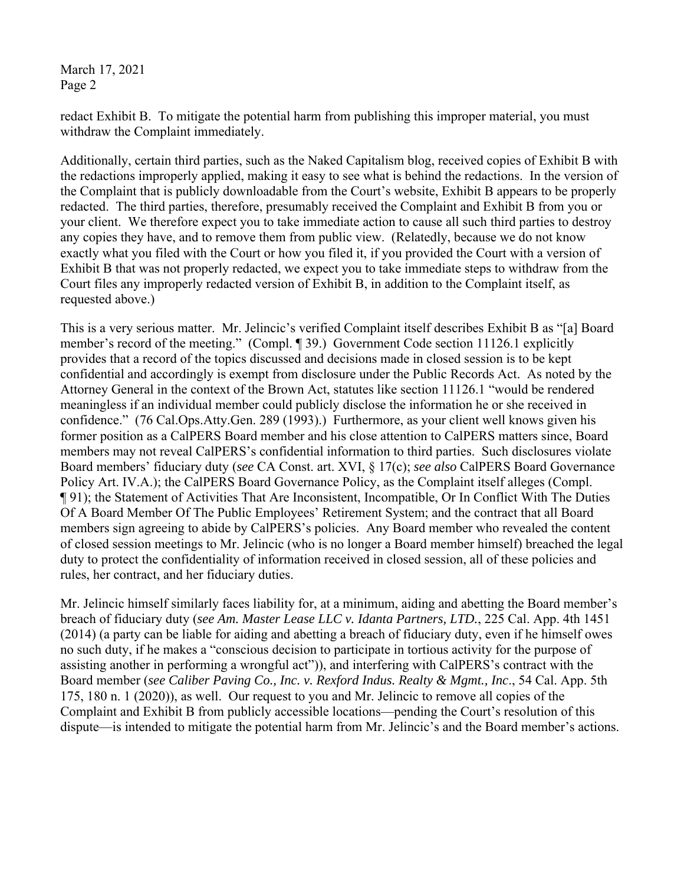redact Exhibit B. To mitigate the potential harm from publishing this improper material, you must withdraw the Complaint immediately.

Additionally, certain third parties, such as the Naked Capitalism blog, received copies of Exhibit B with the redactions improperly applied, making it easy to see what is behind the redactions. In the version of the Complaint that is publicly downloadable from the Court's website, Exhibit B appears to be properly redacted. The third parties, therefore, presumably received the Complaint and Exhibit B from you or your client. We therefore expect you to take immediate action to cause all such third parties to destroy any copies they have, and to remove them from public view. (Relatedly, because we do not know exactly what you filed with the Court or how you filed it, if you provided the Court with a version of Exhibit B that was not properly redacted, we expect you to take immediate steps to withdraw from the Court files any improperly redacted version of Exhibit B, in addition to the Complaint itself, as requested above.)

This is a very serious matter. Mr. Jelincic's verified Complaint itself describes Exhibit B as "[a] Board member's record of the meeting." (Compl. ¶ 39.) Government Code section 11126.1 explicitly provides that a record of the topics discussed and decisions made in closed session is to be kept confidential and accordingly is exempt from disclosure under the Public Records Act. As noted by the Attorney General in the context of the Brown Act, statutes like section 11126.1 "would be rendered meaningless if an individual member could publicly disclose the information he or she received in confidence." (76 Cal.Ops.Atty.Gen. 289 (1993).) Furthermore, as your client well knows given his former position as a CalPERS Board member and his close attention to CalPERS matters since, Board members may not reveal CalPERS's confidential information to third parties. Such disclosures violate Board members' fiduciary duty (*see* CA Const. art. XVI, § 17(c); *see also* CalPERS Board Governance Policy Art. IV.A.); the CalPERS Board Governance Policy, as the Complaint itself alleges (Compl. ¶ 91); the Statement of Activities That Are Inconsistent, Incompatible, Or In Conflict With The Duties Of A Board Member Of The Public Employees' Retirement System; and the contract that all Board members sign agreeing to abide by CalPERS's policies. Any Board member who revealed the content of closed session meetings to Mr. Jelincic (who is no longer a Board member himself) breached the legal duty to protect the confidentiality of information received in closed session, all of these policies and rules, her contract, and her fiduciary duties.

Mr. Jelincic himself similarly faces liability for, at a minimum, aiding and abetting the Board member's breach of fiduciary duty (*see Am. Master Lease LLC v. Idanta Partners, LTD.*, 225 Cal. App. 4th 1451 (2014) (a party can be liable for aiding and abetting a breach of fiduciary duty, even if he himself owes no such duty, if he makes a "conscious decision to participate in tortious activity for the purpose of assisting another in performing a wrongful act")), and interfering with CalPERS's contract with the Board member (*see Caliber Paving Co., Inc. v. Rexford Indus. Realty & Mgmt., Inc*., 54 Cal. App. 5th 175, 180 n. 1 (2020)), as well. Our request to you and Mr. Jelincic to remove all copies of the Complaint and Exhibit B from publicly accessible locations—pending the Court's resolution of this dispute—is intended to mitigate the potential harm from Mr. Jelincic's and the Board member's actions.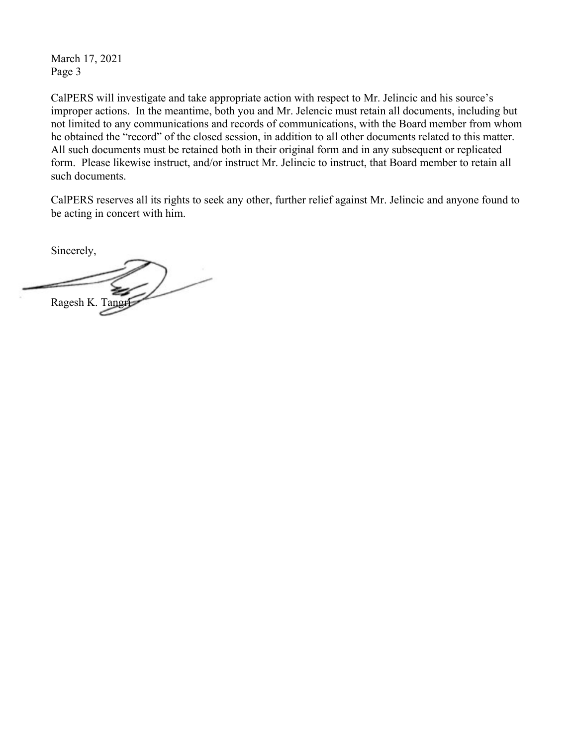CalPERS will investigate and take appropriate action with respect to Mr. Jelincic and his source's improper actions. In the meantime, both you and Mr. Jelencic must retain all documents, including but not limited to any communications and records of communications, with the Board member from whom he obtained the "record" of the closed session, in addition to all other documents related to this matter. All such documents must be retained both in their original form and in any subsequent or replicated form. Please likewise instruct, and/or instruct Mr. Jelincic to instruct, that Board member to retain all such documents.

CalPERS reserves all its rights to seek any other, further relief against Mr. Jelincic and anyone found to be acting in concert with him.

Sincerely,

Ragesh K. Tangri